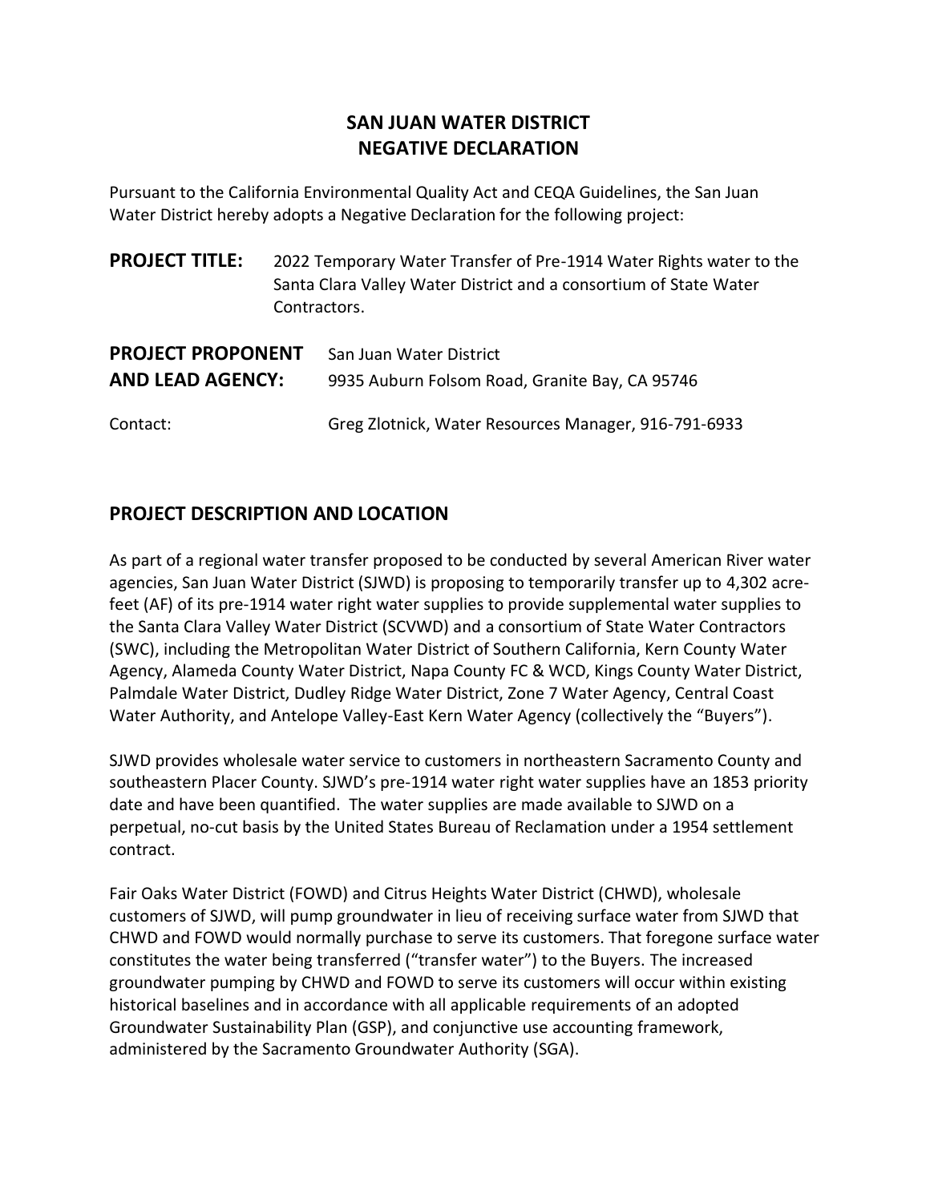# SAN JUAN WATER DISTRICT
# NEGATIVE DECLARATION

Pursuant to the California Environmental Quality Act and CEQA Guidelines, the San Juan Water District hereby adopts a Negative Declaration for the following project:

**PROJECT TITLE:** 2022 Temporary Water Transfer of Pre-1914 Water Rights water to the Santa Clara Valley Water District and a consortium of State Water Contractors.

**PROJECT PROPONENT AND LEAD AGENCY:** San Juan Water District
9935 Auburn Folsom Road, Granite Bay, CA 95746

Contact: Greg Zlotnick, Water Resources Manager, 916-791-6933

## PROJECT DESCRIPTION AND LOCATION

As part of a regional water transfer proposed to be conducted by several American River water agencies, San Juan Water District (SJWD) is proposing to temporarily transfer up to 4,302 acre-feet (AF) of its pre-1914 water right water supplies to provide supplemental water supplies to the Santa Clara Valley Water District (SCVWD) and a consortium of State Water Contractors (SWC), including the Metropolitan Water District of Southern California, Kern County Water Agency, Alameda County Water District, Napa County FC & WCD, Kings County Water District, Palmdale Water District, Dudley Ridge Water District, Zone 7 Water Agency, Central Coast Water Authority, and Antelope Valley-East Kern Water Agency (collectively the "Buyers").

SJWD provides wholesale water service to customers in northeastern Sacramento County and southeastern Placer County. SJWD's pre-1914 water right water supplies have an 1853 priority date and have been quantified. The water supplies are made available to SJWD on a perpetual, no-cut basis by the United States Bureau of Reclamation under a 1954 settlement contract.

Fair Oaks Water District (FOWD) and Citrus Heights Water District (CHWD), wholesale customers of SJWD, will pump groundwater in lieu of receiving surface water from SJWD that CHWD and FOWD would normally purchase to serve its customers. That foregone surface water constitutes the water being transferred ("transfer water") to the Buyers. The increased groundwater pumping by CHWD and FOWD to serve its customers will occur within existing historical baselines and in accordance with all applicable requirements of an adopted Groundwater Sustainability Plan (GSP), and conjunctive use accounting framework, administered by the Sacramento Groundwater Authority (SGA).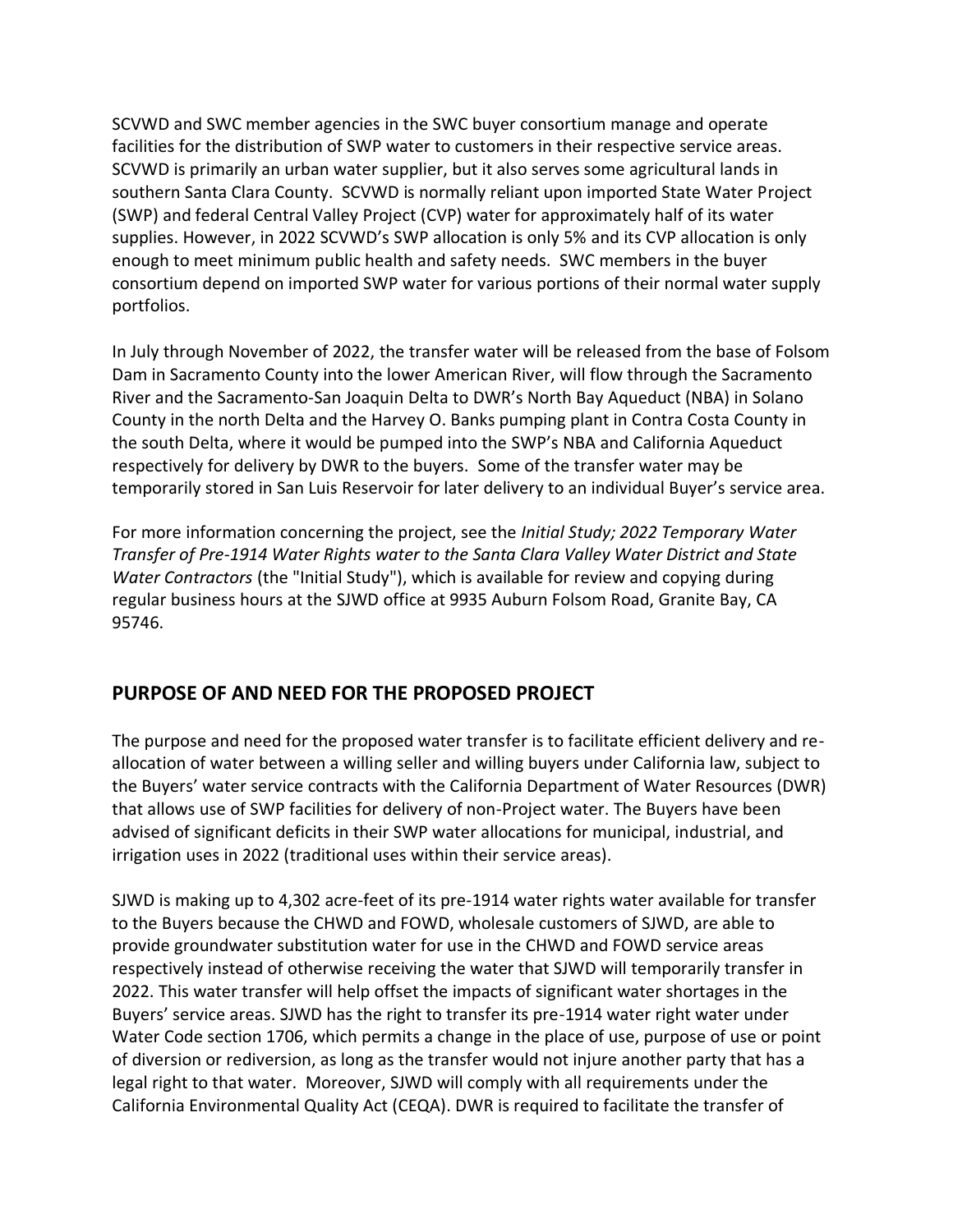SCVWD and SWC member agencies in the SWC buyer consortium manage and operate facilities for the distribution of SWP water to customers in their respective service areas. SCVWD is primarily an urban water supplier, but it also serves some agricultural lands in southern Santa Clara County. SCVWD is normally reliant upon imported State Water Project (SWP) and federal Central Valley Project (CVP) water for approximately half of its water supplies. However, in 2022 SCVWD's SWP allocation is only 5% and its CVP allocation is only enough to meet minimum public health and safety needs. SWC members in the buyer consortium depend on imported SWP water for various portions of their normal water supply portfolios.

In July through November of 2022, the transfer water will be released from the base of Folsom Dam in Sacramento County into the lower American River, will flow through the Sacramento River and the Sacramento-San Joaquin Delta to DWR's North Bay Aqueduct (NBA) in Solano County in the north Delta and the Harvey O. Banks pumping plant in Contra Costa County in the south Delta, where it would be pumped into the SWP's NBA and California Aqueduct respectively for delivery by DWR to the buyers. Some of the transfer water may be temporarily stored in San Luis Reservoir for later delivery to an individual Buyer's service area.

For more information concerning the project, see the *Initial Study; 2022 Temporary Water Transfer of Pre-1914 Water Rights water to the Santa Clara Valley Water District and State Water Contractors* (the "Initial Study"), which is available for review and copying during regular business hours at the SJWD office at 9935 Auburn Folsom Road, Granite Bay, CA 95746.

## PURPOSE OF AND NEED FOR THE PROPOSED PROJECT

The purpose and need for the proposed water transfer is to facilitate efficient delivery and re-allocation of water between a willing seller and willing buyers under California law, subject to the Buyers' water service contracts with the California Department of Water Resources (DWR) that allows use of SWP facilities for delivery of non-Project water. The Buyers have been advised of significant deficits in their SWP water allocations for municipal, industrial, and irrigation uses in 2022 (traditional uses within their service areas).

SJWD is making up to 4,302 acre-feet of its pre-1914 water rights water available for transfer to the Buyers because the CHWD and FOWD, wholesale customers of SJWD, are able to provide groundwater substitution water for use in the CHWD and FOWD service areas respectively instead of otherwise receiving the water that SJWD will temporarily transfer in 2022. This water transfer will help offset the impacts of significant water shortages in the Buyers' service areas. SJWD has the right to transfer its pre-1914 water right water under Water Code section 1706, which permits a change in the place of use, purpose of use or point of diversion or rediversion, as long as the transfer would not injure another party that has a legal right to that water. Moreover, SJWD will comply with all requirements under the California Environmental Quality Act (CEQA). DWR is required to facilitate the transfer of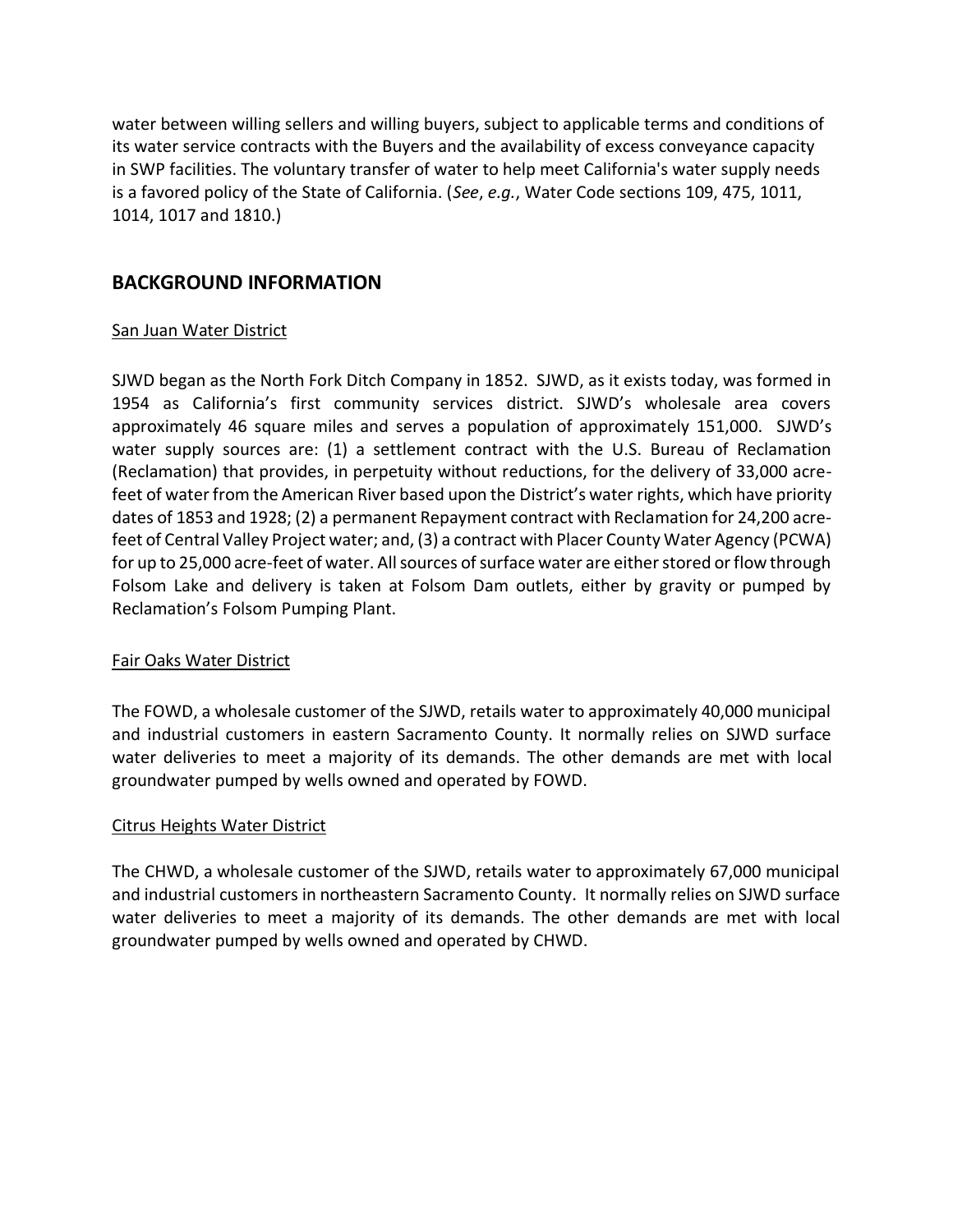water between willing sellers and willing buyers, subject to applicable terms and conditions of its water service contracts with the Buyers and the availability of excess conveyance capacity in SWP facilities. The voluntary transfer of water to help meet California's water supply needs is a favored policy of the State of California. (*See*, *e.g.*, Water Code sections 109, 475, 1011, 1014, 1017 and 1810.)

## BACKGROUND INFORMATION

<u>San Juan Water District</u>

SJWD began as the North Fork Ditch Company in 1852. SJWD, as it exists today, was formed in 1954 as California's first community services district. SJWD's wholesale area covers approximately 46 square miles and serves a population of approximately 151,000. SJWD's water supply sources are: (1) a settlement contract with the U.S. Bureau of Reclamation (Reclamation) that provides, in perpetuity without reductions, for the delivery of 33,000 acre-feet of water from the American River based upon the District's water rights, which have priority dates of 1853 and 1928; (2) a permanent Repayment contract with Reclamation for 24,200 acre-feet of Central Valley Project water; and, (3) a contract with Placer County Water Agency (PCWA) for up to 25,000 acre-feet of water. All sources of surface water are either stored or flow through Folsom Lake and delivery is taken at Folsom Dam outlets, either by gravity or pumped by Reclamation's Folsom Pumping Plant.

<u>Fair Oaks Water District</u>

The FOWD, a wholesale customer of the SJWD, retails water to approximately 40,000 municipal and industrial customers in eastern Sacramento County. It normally relies on SJWD surface water deliveries to meet a majority of its demands. The other demands are met with local groundwater pumped by wells owned and operated by FOWD.

<u>Citrus Heights Water District</u>

The CHWD, a wholesale customer of the SJWD, retails water to approximately 67,000 municipal and industrial customers in northeastern Sacramento County. It normally relies on SJWD surface water deliveries to meet a majority of its demands. The other demands are met with local groundwater pumped by wells owned and operated by CHWD.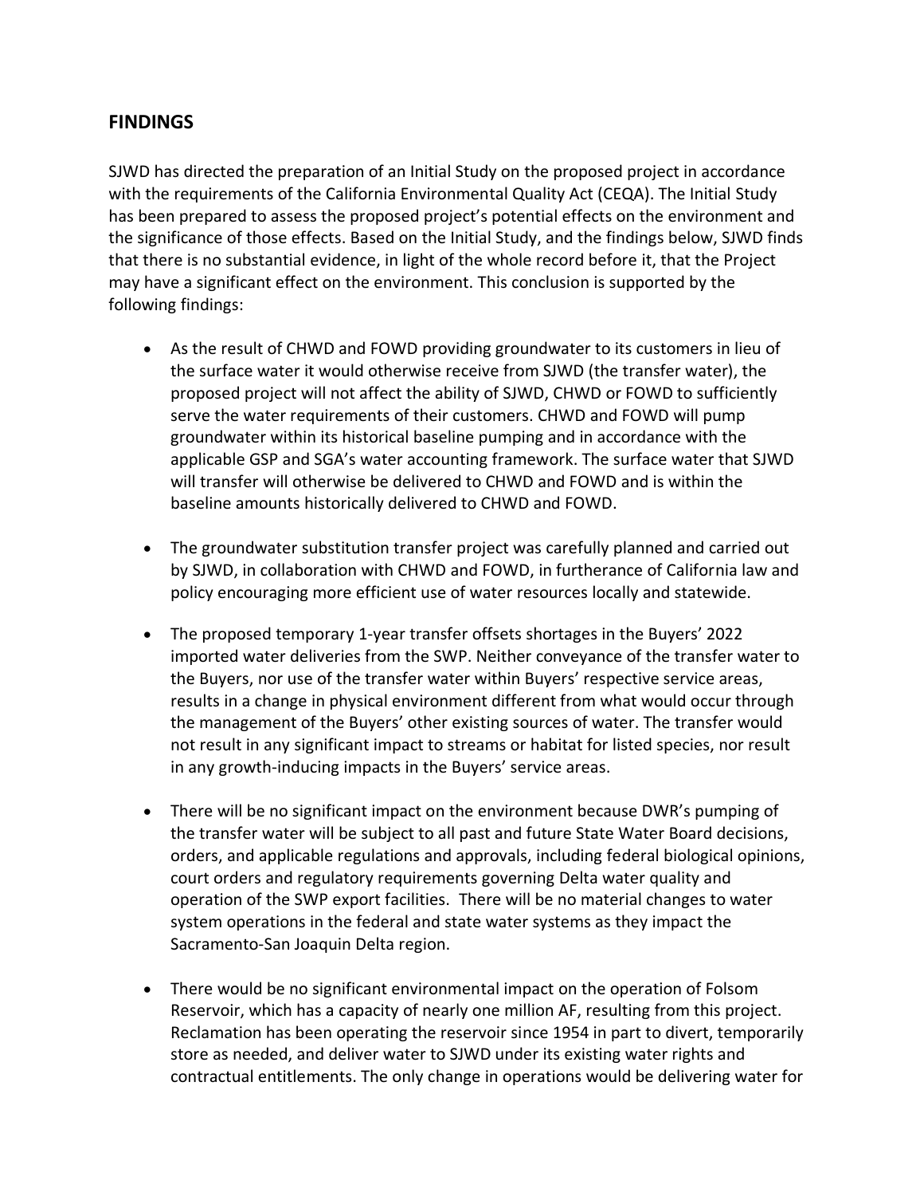## FINDINGS

SJWD has directed the preparation of an Initial Study on the proposed project in accordance with the requirements of the California Environmental Quality Act (CEQA). The Initial Study has been prepared to assess the proposed project's potential effects on the environment and the significance of those effects. Based on the Initial Study, and the findings below, SJWD finds that there is no substantial evidence, in light of the whole record before it, that the Project may have a significant effect on the environment. This conclusion is supported by the following findings:

- As the result of CHWD and FOWD providing groundwater to its customers in lieu of the surface water it would otherwise receive from SJWD (the transfer water), the proposed project will not affect the ability of SJWD, CHWD or FOWD to sufficiently serve the water requirements of their customers. CHWD and FOWD will pump groundwater within its historical baseline pumping and in accordance with the applicable GSP and SGA's water accounting framework. The surface water that SJWD will transfer will otherwise be delivered to CHWD and FOWD and is within the baseline amounts historically delivered to CHWD and FOWD.

- The groundwater substitution transfer project was carefully planned and carried out by SJWD, in collaboration with CHWD and FOWD, in furtherance of California law and policy encouraging more efficient use of water resources locally and statewide.

- The proposed temporary 1-year transfer offsets shortages in the Buyers' 2022 imported water deliveries from the SWP. Neither conveyance of the transfer water to the Buyers, nor use of the transfer water within Buyers' respective service areas, results in a change in physical environment different from what would occur through the management of the Buyers' other existing sources of water. The transfer would not result in any significant impact to streams or habitat for listed species, nor result in any growth-inducing impacts in the Buyers' service areas.

- There will be no significant impact on the environment because DWR's pumping of the transfer water will be subject to all past and future State Water Board decisions, orders, and applicable regulations and approvals, including federal biological opinions, court orders and regulatory requirements governing Delta water quality and operation of the SWP export facilities. There will be no material changes to water system operations in the federal and state water systems as they impact the Sacramento-San Joaquin Delta region.

- There would be no significant environmental impact on the operation of Folsom Reservoir, which has a capacity of nearly one million AF, resulting from this project. Reclamation has been operating the reservoir since 1954 in part to divert, temporarily store as needed, and deliver water to SJWD under its existing water rights and contractual entitlements. The only change in operations would be delivering water for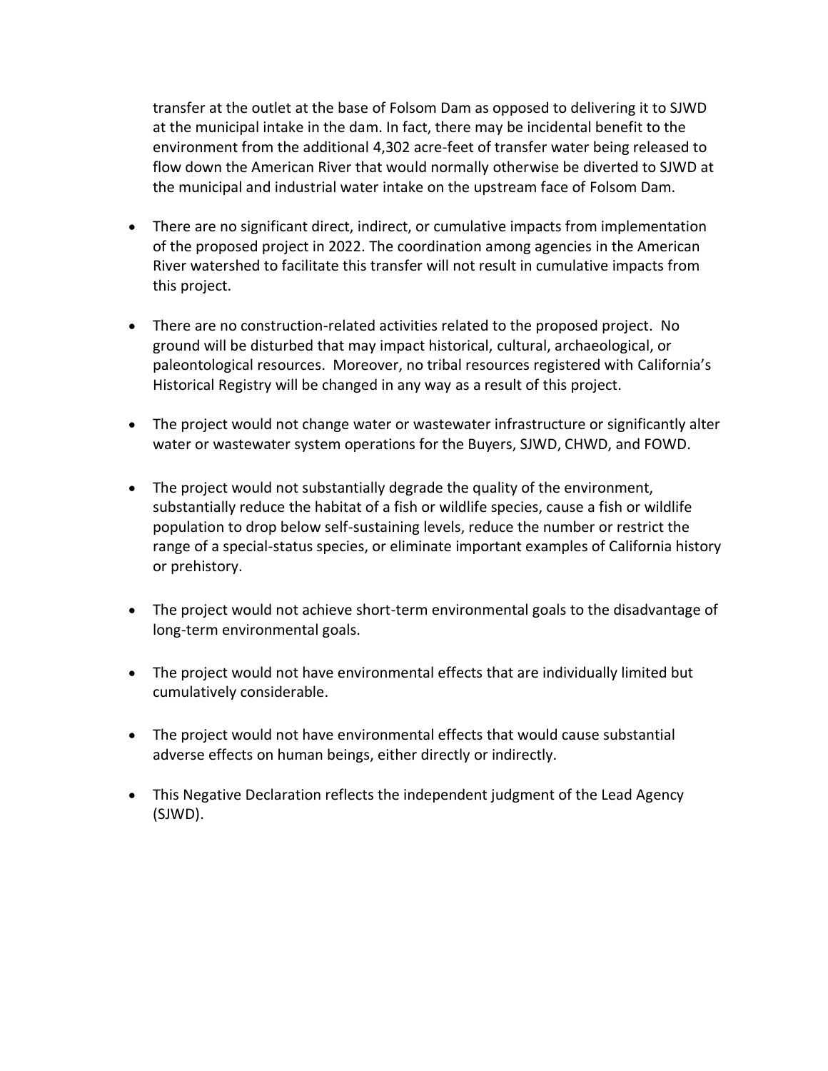transfer at the outlet at the base of Folsom Dam as opposed to delivering it to SJWD at the municipal intake in the dam. In fact, there may be incidental benefit to the environment from the additional 4,302 acre-feet of transfer water being released to flow down the American River that would normally otherwise be diverted to SJWD at the municipal and industrial water intake on the upstream face of Folsom Dam.

- There are no significant direct, indirect, or cumulative impacts from implementation of the proposed project in 2022. The coordination among agencies in the American River watershed to facilitate this transfer will not result in cumulative impacts from this project.

- There are no construction-related activities related to the proposed project. No ground will be disturbed that may impact historical, cultural, archaeological, or paleontological resources. Moreover, no tribal resources registered with California's Historical Registry will be changed in any way as a result of this project.

- The project would not change water or wastewater infrastructure or significantly alter water or wastewater system operations for the Buyers, SJWD, CHWD, and FOWD.

- The project would not substantially degrade the quality of the environment, substantially reduce the habitat of a fish or wildlife species, cause a fish or wildlife population to drop below self-sustaining levels, reduce the number or restrict the range of a special-status species, or eliminate important examples of California history or prehistory.

- The project would not achieve short-term environmental goals to the disadvantage of long-term environmental goals.

- The project would not have environmental effects that are individually limited but cumulatively considerable.

- The project would not have environmental effects that would cause substantial adverse effects on human beings, either directly or indirectly.

- This Negative Declaration reflects the independent judgment of the Lead Agency (SJWD).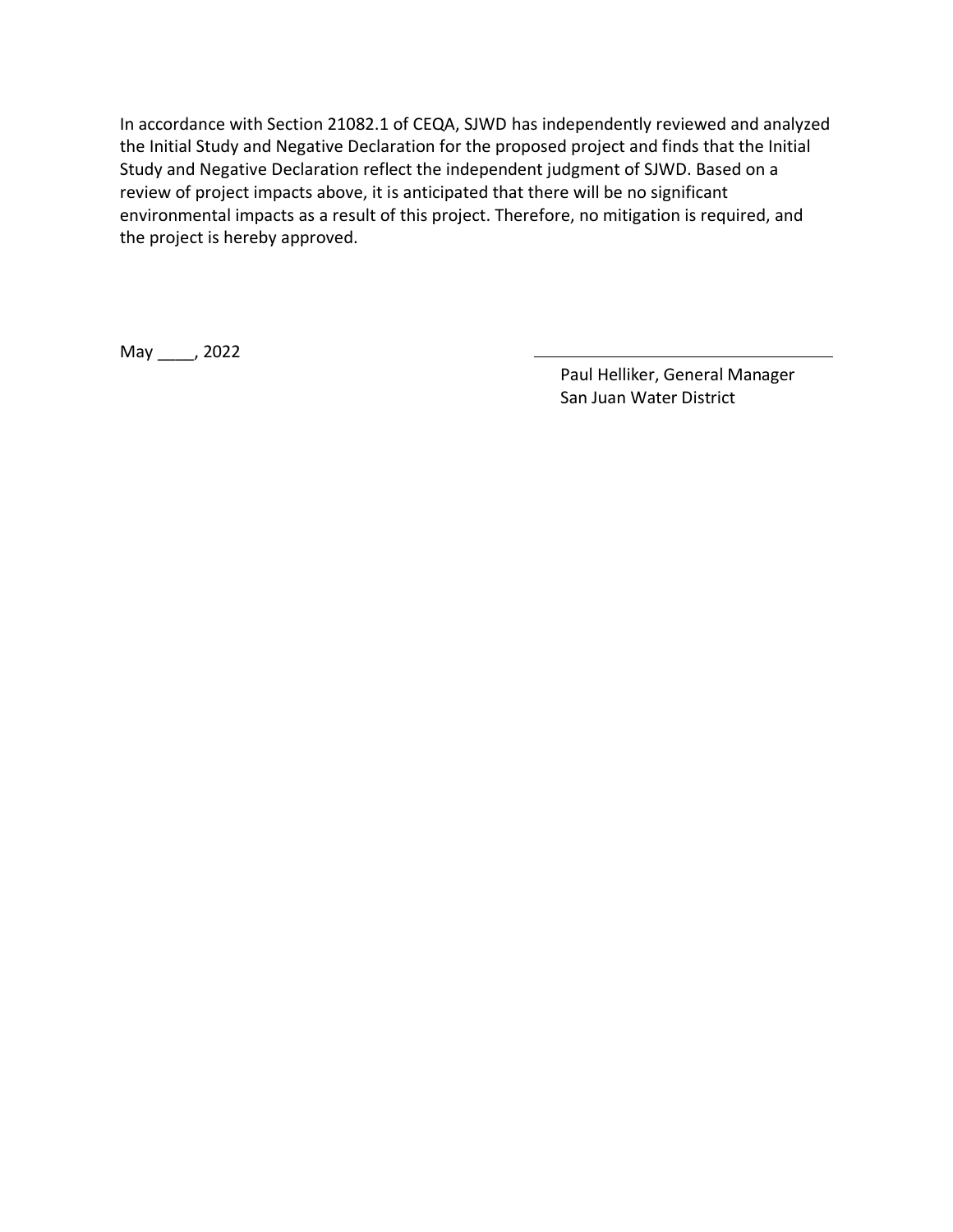In accordance with Section 21082.1 of CEQA, SJWD has independently reviewed and analyzed the Initial Study and Negative Declaration for the proposed project and finds that the Initial Study and Negative Declaration reflect the independent judgment of SJWD. Based on a review of project impacts above, it is anticipated that there will be no significant environmental impacts as a result of this project. Therefore, no mitigation is required, and the project is hereby approved.

May ____, 2022

\_\_\_\_\_\_\_\_\_\_\_\_\_\_\_\_\_\_\_\_\_\_\_\_\_\_\_\_\_\_\_\_\_\_\_\_

Paul Helliker, General Manager
San Juan Water District